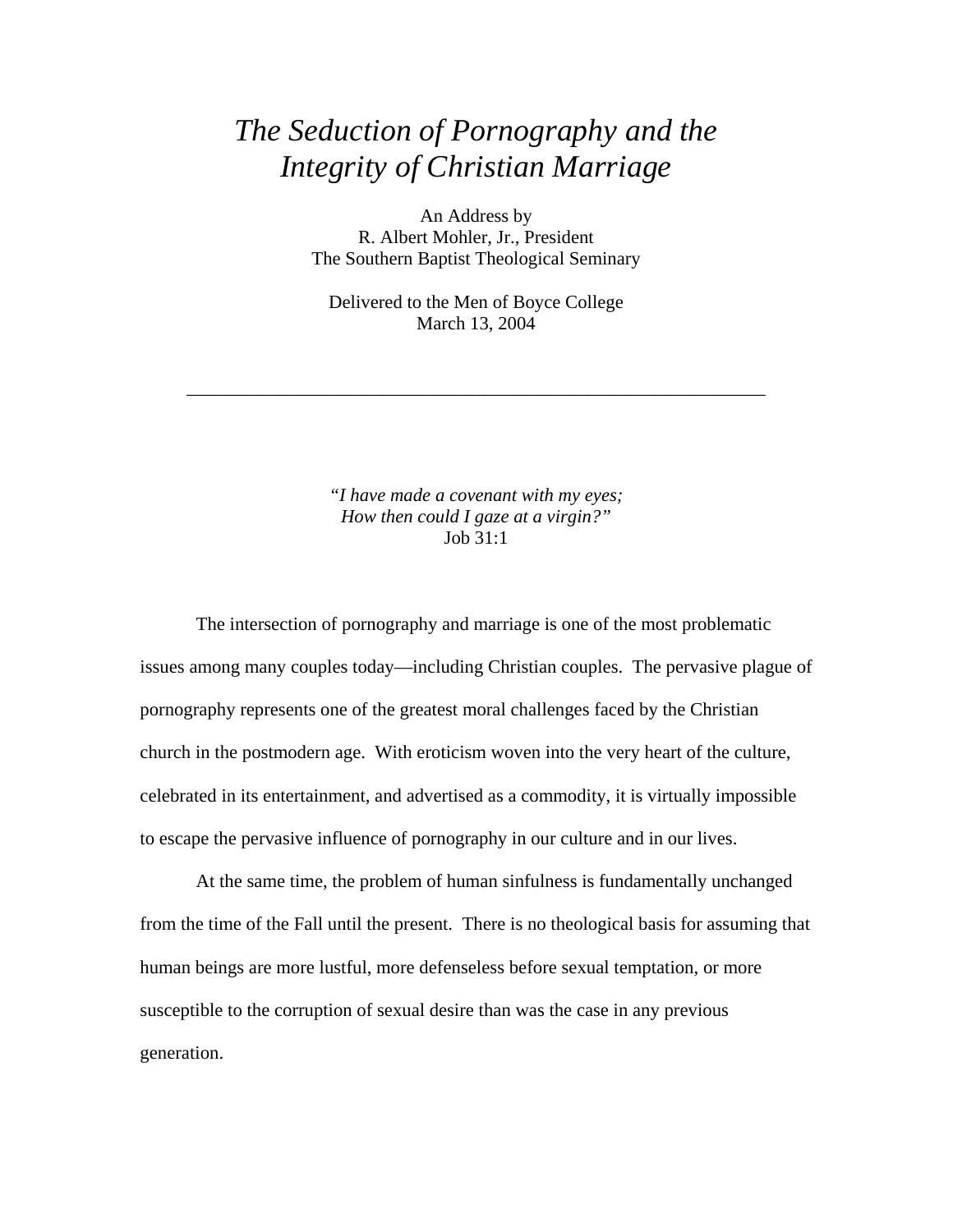# *The Seduction of Pornography and the Integrity of Christian Marriage*

An Address by
R. Albert Mohler, Jr., President
The Southern Baptist Theological Seminary

Delivered to the Men of Boyce College
March 13, 2004

---

*"I have made a covenant with my eyes;*
*How then could I gaze at a virgin?"*
Job 31:1

The intersection of pornography and marriage is one of the most problematic issues among many couples today—including Christian couples. The pervasive plague of pornography represents one of the greatest moral challenges faced by the Christian church in the postmodern age. With eroticism woven into the very heart of the culture, celebrated in its entertainment, and advertised as a commodity, it is virtually impossible to escape the pervasive influence of pornography in our culture and in our lives.

At the same time, the problem of human sinfulness is fundamentally unchanged from the time of the Fall until the present. There is no theological basis for assuming that human beings are more lustful, more defenseless before sexual temptation, or more susceptible to the corruption of sexual desire than was the case in any previous generation.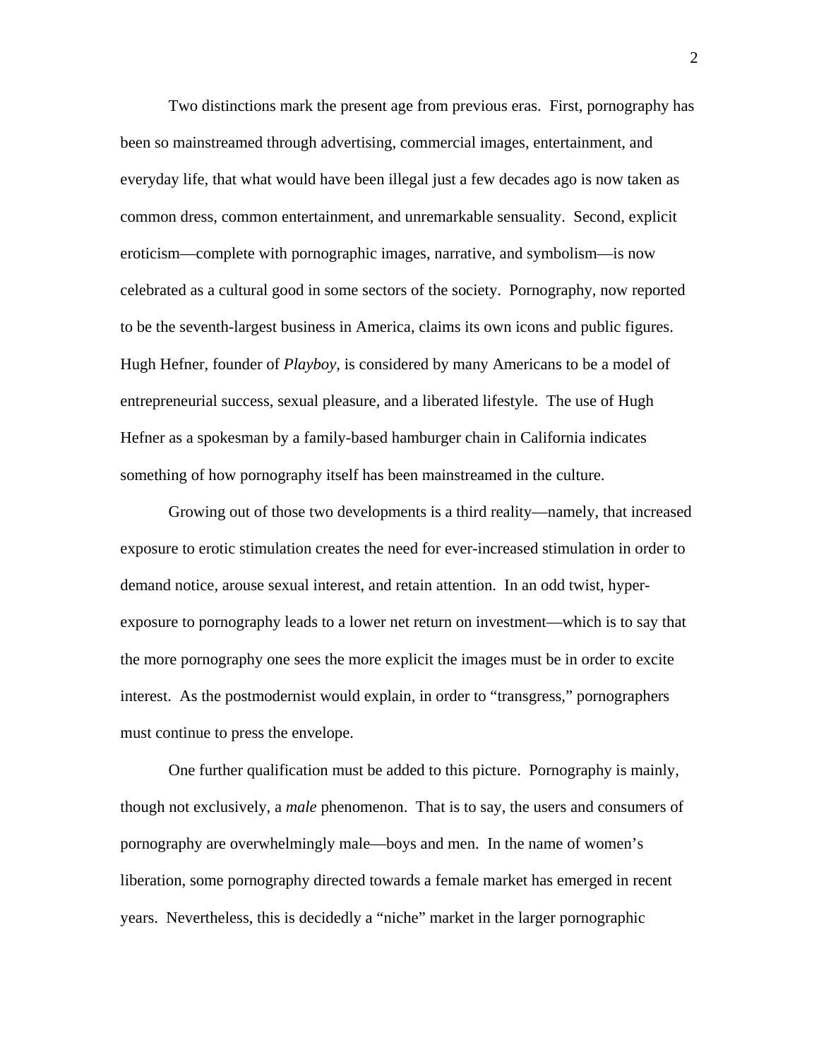Two distinctions mark the present age from previous eras. First, pornography has been so mainstreamed through advertising, commercial images, entertainment, and everyday life, that what would have been illegal just a few decades ago is now taken as common dress, common entertainment, and unremarkable sensuality. Second, explicit eroticism—complete with pornographic images, narrative, and symbolism—is now celebrated as a cultural good in some sectors of the society. Pornography, now reported to be the seventh-largest business in America, claims its own icons and public figures. Hugh Hefner, founder of *Playboy*, is considered by many Americans to be a model of entrepreneurial success, sexual pleasure, and a liberated lifestyle. The use of Hugh Hefner as a spokesman by a family-based hamburger chain in California indicates something of how pornography itself has been mainstreamed in the culture.

Growing out of those two developments is a third reality—namely, that increased exposure to erotic stimulation creates the need for ever-increased stimulation in order to demand notice, arouse sexual interest, and retain attention. In an odd twist, hyper-exposure to pornography leads to a lower net return on investment—which is to say that the more pornography one sees the more explicit the images must be in order to excite interest. As the postmodernist would explain, in order to "transgress," pornographers must continue to press the envelope.

One further qualification must be added to this picture. Pornography is mainly, though not exclusively, a *male* phenomenon. That is to say, the users and consumers of pornography are overwhelmingly male—boys and men. In the name of women's liberation, some pornography directed towards a female market has emerged in recent years. Nevertheless, this is decidedly a "niche" market in the larger pornographic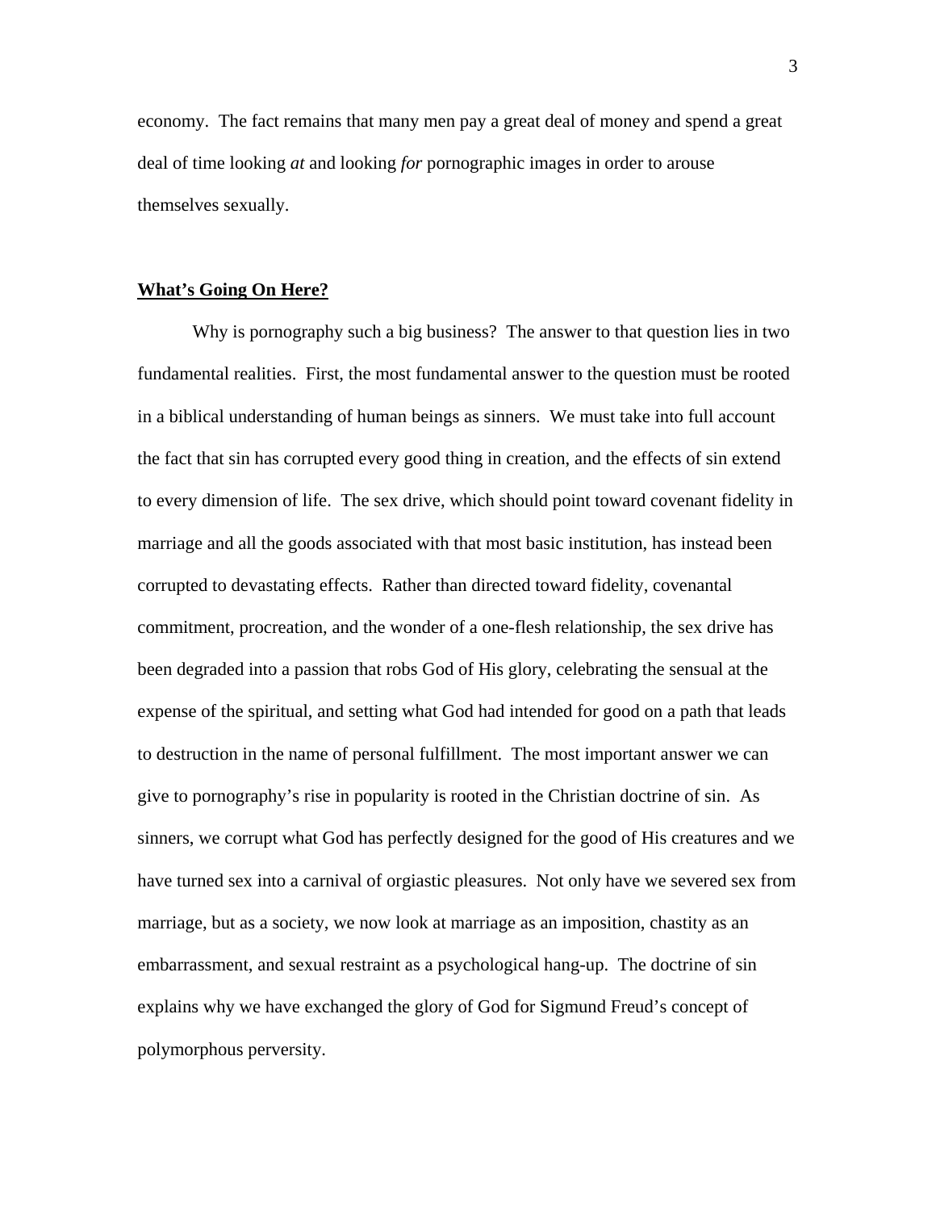economy. The fact remains that many men pay a great deal of money and spend a great deal of time looking *at* and looking *for* pornographic images in order to arouse themselves sexually.

## **What's Going On Here?**

Why is pornography such a big business? The answer to that question lies in two fundamental realities. First, the most fundamental answer to the question must be rooted in a biblical understanding of human beings as sinners. We must take into full account the fact that sin has corrupted every good thing in creation, and the effects of sin extend to every dimension of life. The sex drive, which should point toward covenant fidelity in marriage and all the goods associated with that most basic institution, has instead been corrupted to devastating effects. Rather than directed toward fidelity, covenantal commitment, procreation, and the wonder of a one-flesh relationship, the sex drive has been degraded into a passion that robs God of His glory, celebrating the sensual at the expense of the spiritual, and setting what God had intended for good on a path that leads to destruction in the name of personal fulfillment. The most important answer we can give to pornography's rise in popularity is rooted in the Christian doctrine of sin. As sinners, we corrupt what God has perfectly designed for the good of His creatures and we have turned sex into a carnival of orgiastic pleasures. Not only have we severed sex from marriage, but as a society, we now look at marriage as an imposition, chastity as an embarrassment, and sexual restraint as a psychological hang-up. The doctrine of sin explains why we have exchanged the glory of God for Sigmund Freud's concept of polymorphous perversity.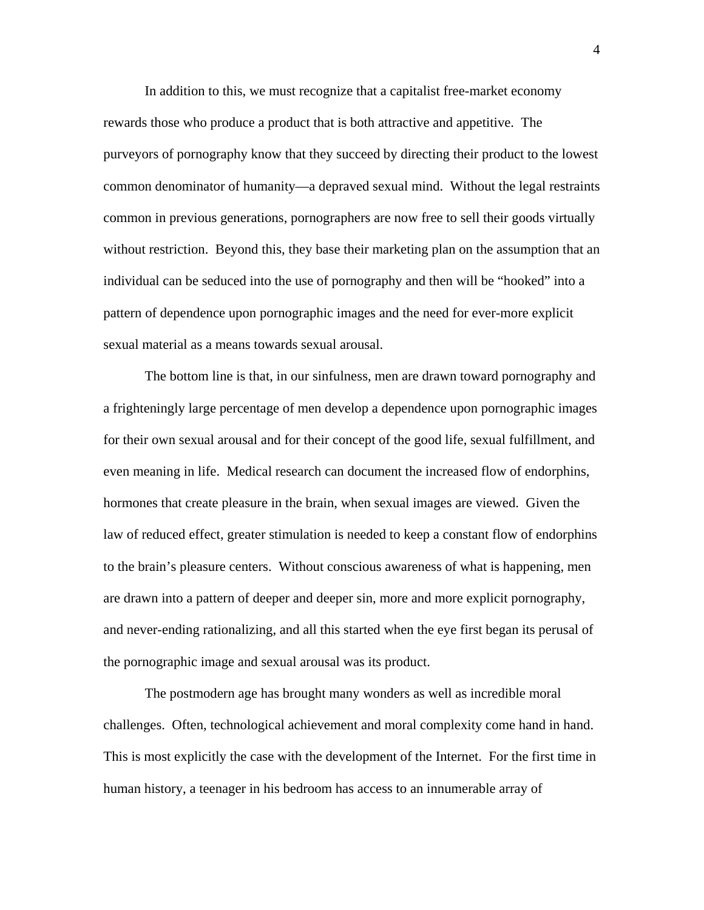In addition to this, we must recognize that a capitalist free-market economy rewards those who produce a product that is both attractive and appetitive. The purveyors of pornography know that they succeed by directing their product to the lowest common denominator of humanity—a depraved sexual mind. Without the legal restraints common in previous generations, pornographers are now free to sell their goods virtually without restriction. Beyond this, they base their marketing plan on the assumption that an individual can be seduced into the use of pornography and then will be "hooked" into a pattern of dependence upon pornographic images and the need for ever-more explicit sexual material as a means towards sexual arousal.

The bottom line is that, in our sinfulness, men are drawn toward pornography and a frighteningly large percentage of men develop a dependence upon pornographic images for their own sexual arousal and for their concept of the good life, sexual fulfillment, and even meaning in life. Medical research can document the increased flow of endorphins, hormones that create pleasure in the brain, when sexual images are viewed. Given the law of reduced effect, greater stimulation is needed to keep a constant flow of endorphins to the brain's pleasure centers. Without conscious awareness of what is happening, men are drawn into a pattern of deeper and deeper sin, more and more explicit pornography, and never-ending rationalizing, and all this started when the eye first began its perusal of the pornographic image and sexual arousal was its product.

The postmodern age has brought many wonders as well as incredible moral challenges. Often, technological achievement and moral complexity come hand in hand. This is most explicitly the case with the development of the Internet. For the first time in human history, a teenager in his bedroom has access to an innumerable array of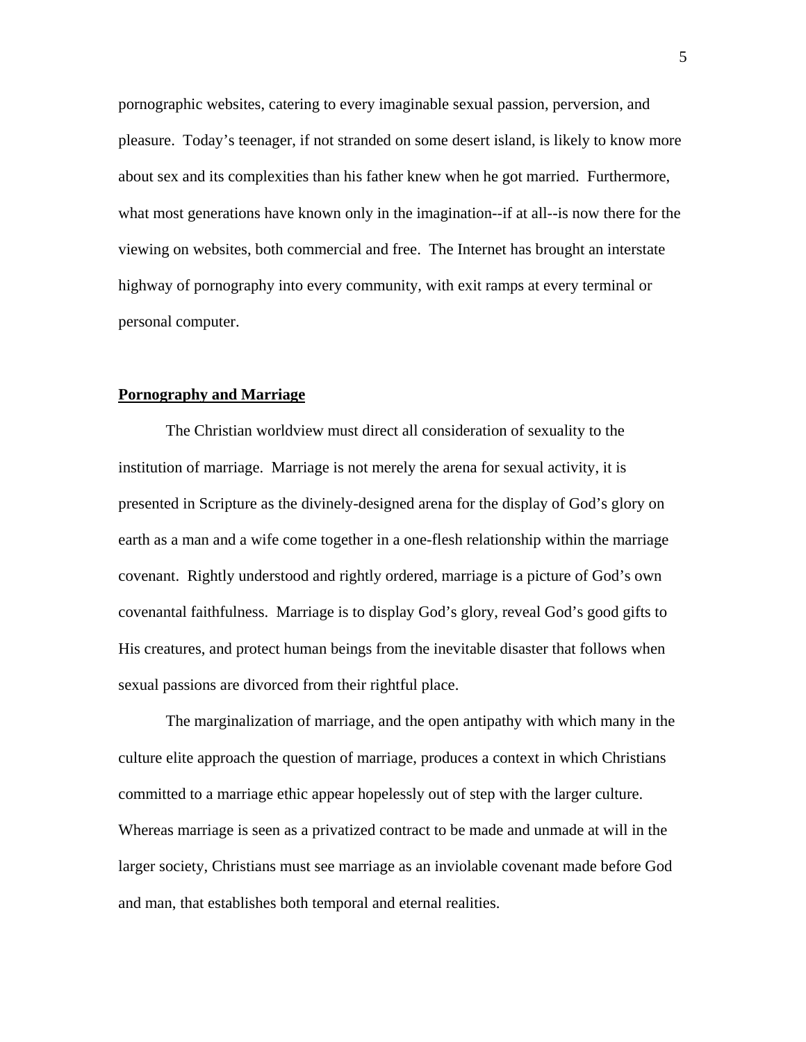pornographic websites, catering to every imaginable sexual passion, perversion, and pleasure. Today's teenager, if not stranded on some desert island, is likely to know more about sex and its complexities than his father knew when he got married. Furthermore, what most generations have known only in the imagination--if at all--is now there for the viewing on websites, both commercial and free. The Internet has brought an interstate highway of pornography into every community, with exit ramps at every terminal or personal computer.

## Pornography and Marriage

The Christian worldview must direct all consideration of sexuality to the institution of marriage. Marriage is not merely the arena for sexual activity, it is presented in Scripture as the divinely-designed arena for the display of God's glory on earth as a man and a wife come together in a one-flesh relationship within the marriage covenant. Rightly understood and rightly ordered, marriage is a picture of God's own covenantal faithfulness. Marriage is to display God's glory, reveal God's good gifts to His creatures, and protect human beings from the inevitable disaster that follows when sexual passions are divorced from their rightful place.

The marginalization of marriage, and the open antipathy with which many in the culture elite approach the question of marriage, produces a context in which Christians committed to a marriage ethic appear hopelessly out of step with the larger culture. Whereas marriage is seen as a privatized contract to be made and unmade at will in the larger society, Christians must see marriage as an inviolable covenant made before God and man, that establishes both temporal and eternal realities.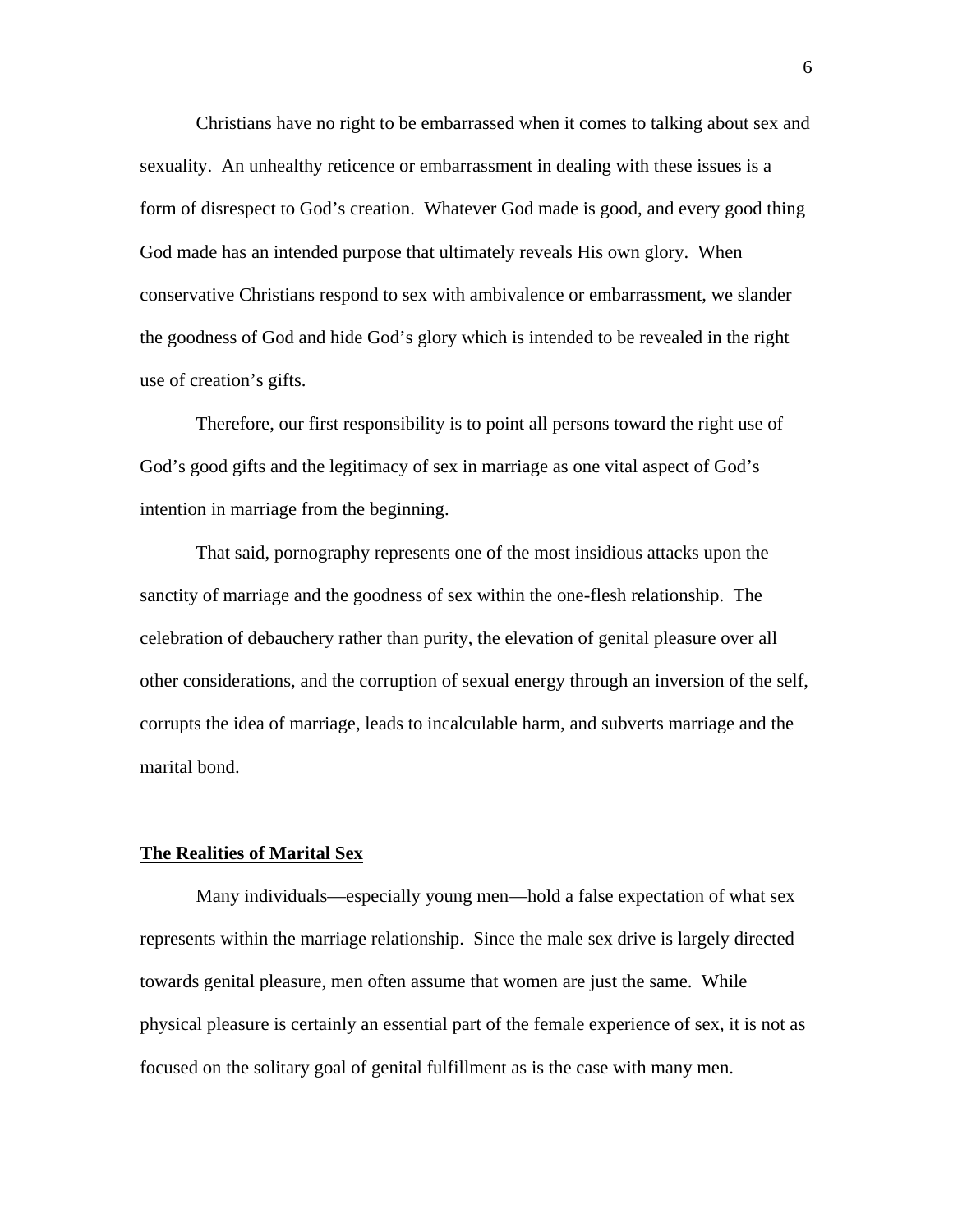Christians have no right to be embarrassed when it comes to talking about sex and sexuality. An unhealthy reticence or embarrassment in dealing with these issues is a form of disrespect to God's creation. Whatever God made is good, and every good thing God made has an intended purpose that ultimately reveals His own glory. When conservative Christians respond to sex with ambivalence or embarrassment, we slander the goodness of God and hide God's glory which is intended to be revealed in the right use of creation's gifts.

Therefore, our first responsibility is to point all persons toward the right use of God's good gifts and the legitimacy of sex in marriage as one vital aspect of God's intention in marriage from the beginning.

That said, pornography represents one of the most insidious attacks upon the sanctity of marriage and the goodness of sex within the one-flesh relationship. The celebration of debauchery rather than purity, the elevation of genital pleasure over all other considerations, and the corruption of sexual energy through an inversion of the self, corrupts the idea of marriage, leads to incalculable harm, and subverts marriage and the marital bond.

## The Realities of Marital Sex

Many individuals—especially young men—hold a false expectation of what sex represents within the marriage relationship. Since the male sex drive is largely directed towards genital pleasure, men often assume that women are just the same. While physical pleasure is certainly an essential part of the female experience of sex, it is not as focused on the solitary goal of genital fulfillment as is the case with many men.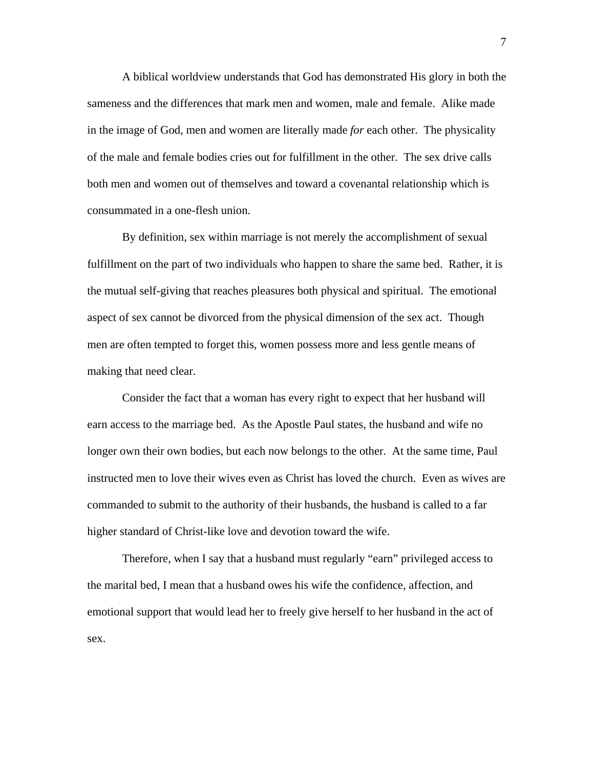A biblical worldview understands that God has demonstrated His glory in both the sameness and the differences that mark men and women, male and female. Alike made in the image of God, men and women are literally made *for* each other. The physicality of the male and female bodies cries out for fulfillment in the other. The sex drive calls both men and women out of themselves and toward a covenantal relationship which is consummated in a one-flesh union.

By definition, sex within marriage is not merely the accomplishment of sexual fulfillment on the part of two individuals who happen to share the same bed. Rather, it is the mutual self-giving that reaches pleasures both physical and spiritual. The emotional aspect of sex cannot be divorced from the physical dimension of the sex act. Though men are often tempted to forget this, women possess more and less gentle means of making that need clear.

Consider the fact that a woman has every right to expect that her husband will earn access to the marriage bed. As the Apostle Paul states, the husband and wife no longer own their own bodies, but each now belongs to the other. At the same time, Paul instructed men to love their wives even as Christ has loved the church. Even as wives are commanded to submit to the authority of their husbands, the husband is called to a far higher standard of Christ-like love and devotion toward the wife.

Therefore, when I say that a husband must regularly "earn" privileged access to the marital bed, I mean that a husband owes his wife the confidence, affection, and emotional support that would lead her to freely give herself to her husband in the act of sex.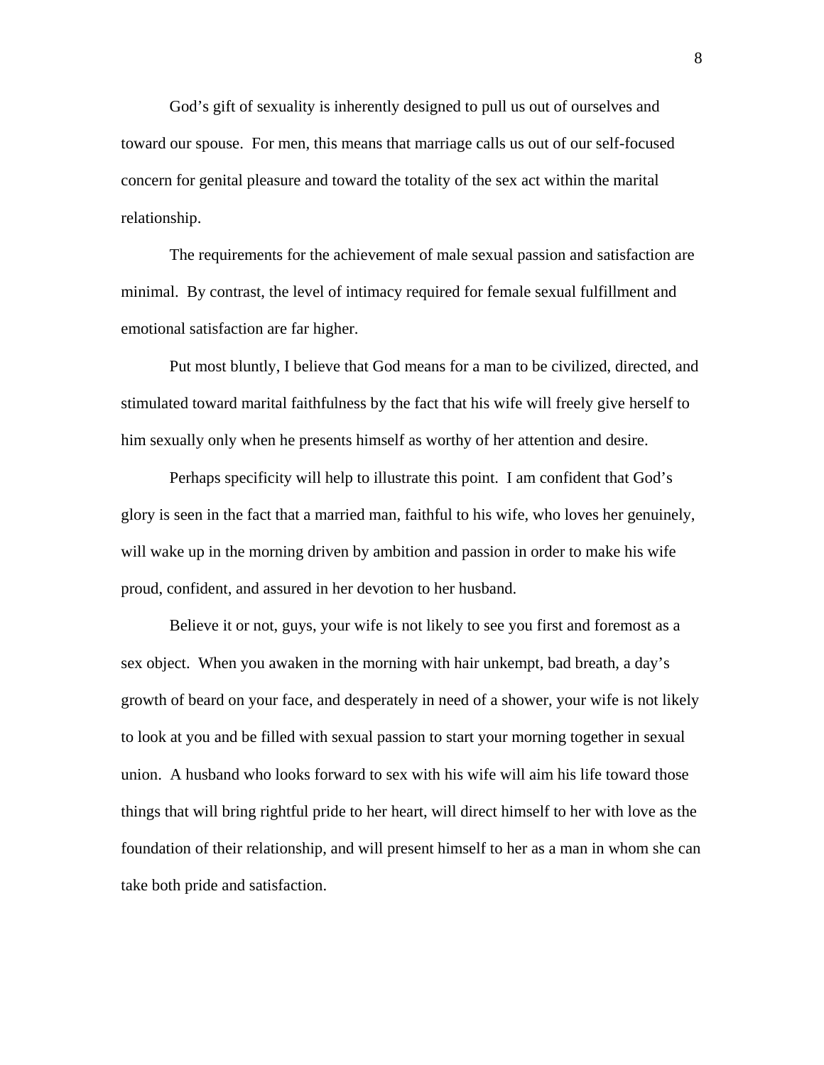God's gift of sexuality is inherently designed to pull us out of ourselves and toward our spouse. For men, this means that marriage calls us out of our self-focused concern for genital pleasure and toward the totality of the sex act within the marital relationship.

The requirements for the achievement of male sexual passion and satisfaction are minimal. By contrast, the level of intimacy required for female sexual fulfillment and emotional satisfaction are far higher.

Put most bluntly, I believe that God means for a man to be civilized, directed, and stimulated toward marital faithfulness by the fact that his wife will freely give herself to him sexually only when he presents himself as worthy of her attention and desire.

Perhaps specificity will help to illustrate this point. I am confident that God's glory is seen in the fact that a married man, faithful to his wife, who loves her genuinely, will wake up in the morning driven by ambition and passion in order to make his wife proud, confident, and assured in her devotion to her husband.

Believe it or not, guys, your wife is not likely to see you first and foremost as a sex object. When you awaken in the morning with hair unkempt, bad breath, a day's growth of beard on your face, and desperately in need of a shower, your wife is not likely to look at you and be filled with sexual passion to start your morning together in sexual union. A husband who looks forward to sex with his wife will aim his life toward those things that will bring rightful pride to her heart, will direct himself to her with love as the foundation of their relationship, and will present himself to her as a man in whom she can take both pride and satisfaction.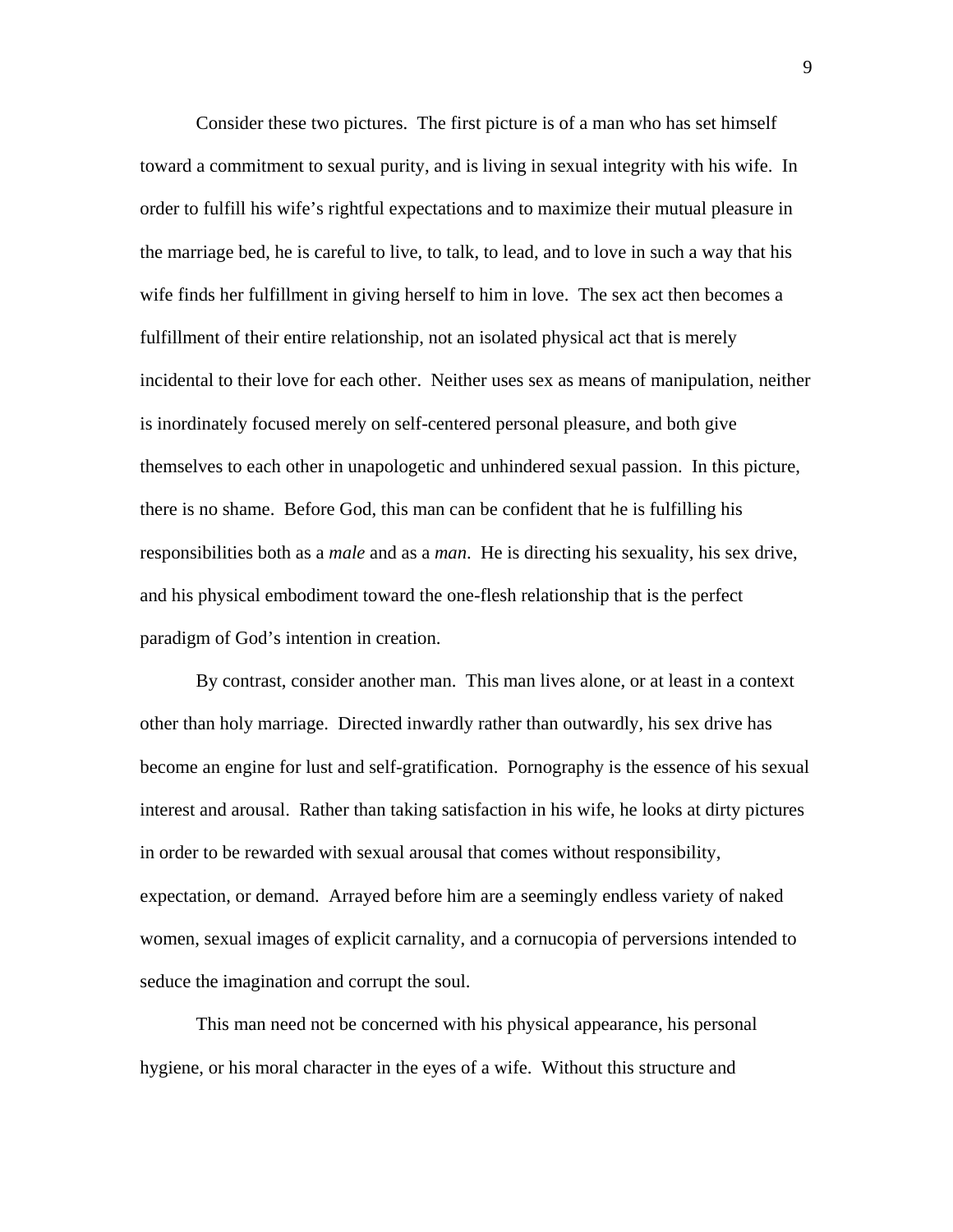Consider these two pictures. The first picture is of a man who has set himself toward a commitment to sexual purity, and is living in sexual integrity with his wife. In order to fulfill his wife's rightful expectations and to maximize their mutual pleasure in the marriage bed, he is careful to live, to talk, to lead, and to love in such a way that his wife finds her fulfillment in giving herself to him in love. The sex act then becomes a fulfillment of their entire relationship, not an isolated physical act that is merely incidental to their love for each other. Neither uses sex as means of manipulation, neither is inordinately focused merely on self-centered personal pleasure, and both give themselves to each other in unapologetic and unhindered sexual passion. In this picture, there is no shame. Before God, this man can be confident that he is fulfilling his responsibilities both as a *male* and as a *man*. He is directing his sexuality, his sex drive, and his physical embodiment toward the one-flesh relationship that is the perfect paradigm of God's intention in creation.

By contrast, consider another man. This man lives alone, or at least in a context other than holy marriage. Directed inwardly rather than outwardly, his sex drive has become an engine for lust and self-gratification. Pornography is the essence of his sexual interest and arousal. Rather than taking satisfaction in his wife, he looks at dirty pictures in order to be rewarded with sexual arousal that comes without responsibility, expectation, or demand. Arrayed before him are a seemingly endless variety of naked women, sexual images of explicit carnality, and a cornucopia of perversions intended to seduce the imagination and corrupt the soul.

This man need not be concerned with his physical appearance, his personal hygiene, or his moral character in the eyes of a wife. Without this structure and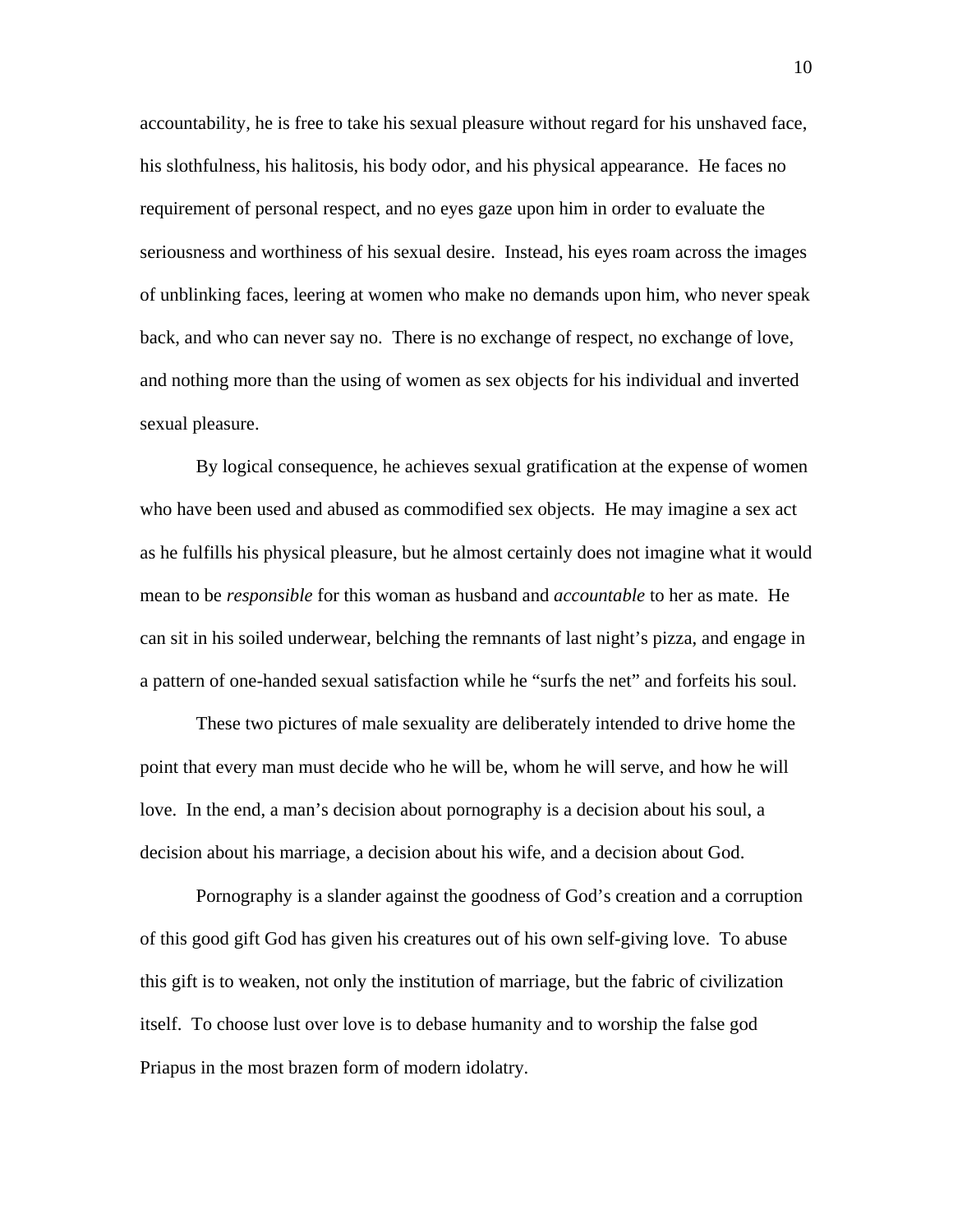accountability, he is free to take his sexual pleasure without regard for his unshaved face, his slothfulness, his halitosis, his body odor, and his physical appearance. He faces no requirement of personal respect, and no eyes gaze upon him in order to evaluate the seriousness and worthiness of his sexual desire. Instead, his eyes roam across the images of unblinking faces, leering at women who make no demands upon him, who never speak back, and who can never say no. There is no exchange of respect, no exchange of love, and nothing more than the using of women as sex objects for his individual and inverted sexual pleasure.

By logical consequence, he achieves sexual gratification at the expense of women who have been used and abused as commodified sex objects. He may imagine a sex act as he fulfills his physical pleasure, but he almost certainly does not imagine what it would mean to be *responsible* for this woman as husband and *accountable* to her as mate. He can sit in his soiled underwear, belching the remnants of last night's pizza, and engage in a pattern of one-handed sexual satisfaction while he "surfs the net" and forfeits his soul.

These two pictures of male sexuality are deliberately intended to drive home the point that every man must decide who he will be, whom he will serve, and how he will love. In the end, a man's decision about pornography is a decision about his soul, a decision about his marriage, a decision about his wife, and a decision about God.

Pornography is a slander against the goodness of God's creation and a corruption of this good gift God has given his creatures out of his own self-giving love. To abuse this gift is to weaken, not only the institution of marriage, but the fabric of civilization itself. To choose lust over love is to debase humanity and to worship the false god Priapus in the most brazen form of modern idolatry.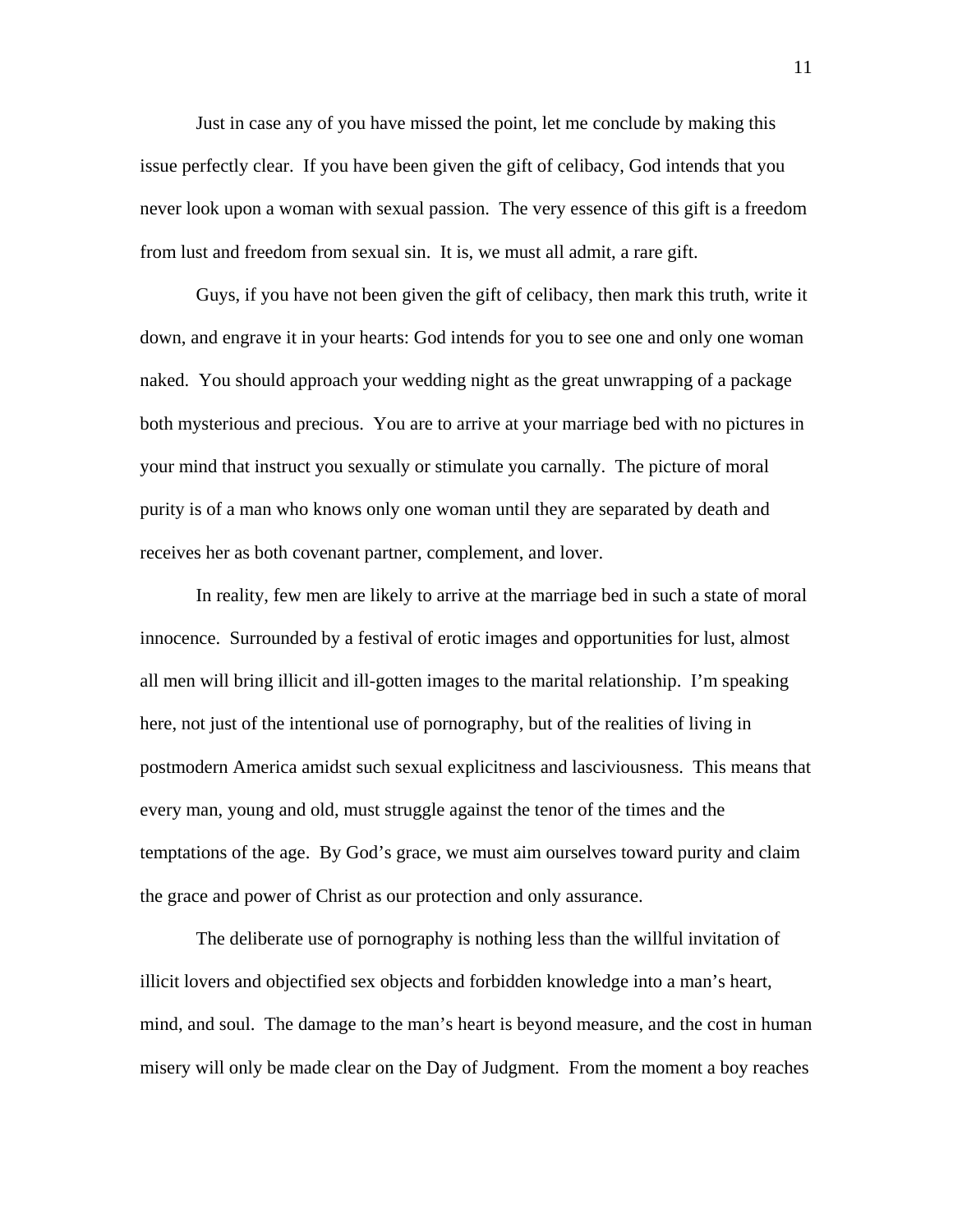Just in case any of you have missed the point, let me conclude by making this issue perfectly clear. If you have been given the gift of celibacy, God intends that you never look upon a woman with sexual passion. The very essence of this gift is a freedom from lust and freedom from sexual sin. It is, we must all admit, a rare gift.

Guys, if you have not been given the gift of celibacy, then mark this truth, write it down, and engrave it in your hearts: God intends for you to see one and only one woman naked. You should approach your wedding night as the great unwrapping of a package both mysterious and precious. You are to arrive at your marriage bed with no pictures in your mind that instruct you sexually or stimulate you carnally. The picture of moral purity is of a man who knows only one woman until they are separated by death and receives her as both covenant partner, complement, and lover.

In reality, few men are likely to arrive at the marriage bed in such a state of moral innocence. Surrounded by a festival of erotic images and opportunities for lust, almost all men will bring illicit and ill-gotten images to the marital relationship. I'm speaking here, not just of the intentional use of pornography, but of the realities of living in postmodern America amidst such sexual explicitness and lasciviousness. This means that every man, young and old, must struggle against the tenor of the times and the temptations of the age. By God's grace, we must aim ourselves toward purity and claim the grace and power of Christ as our protection and only assurance.

The deliberate use of pornography is nothing less than the willful invitation of illicit lovers and objectified sex objects and forbidden knowledge into a man's heart, mind, and soul. The damage to the man's heart is beyond measure, and the cost in human misery will only be made clear on the Day of Judgment. From the moment a boy reaches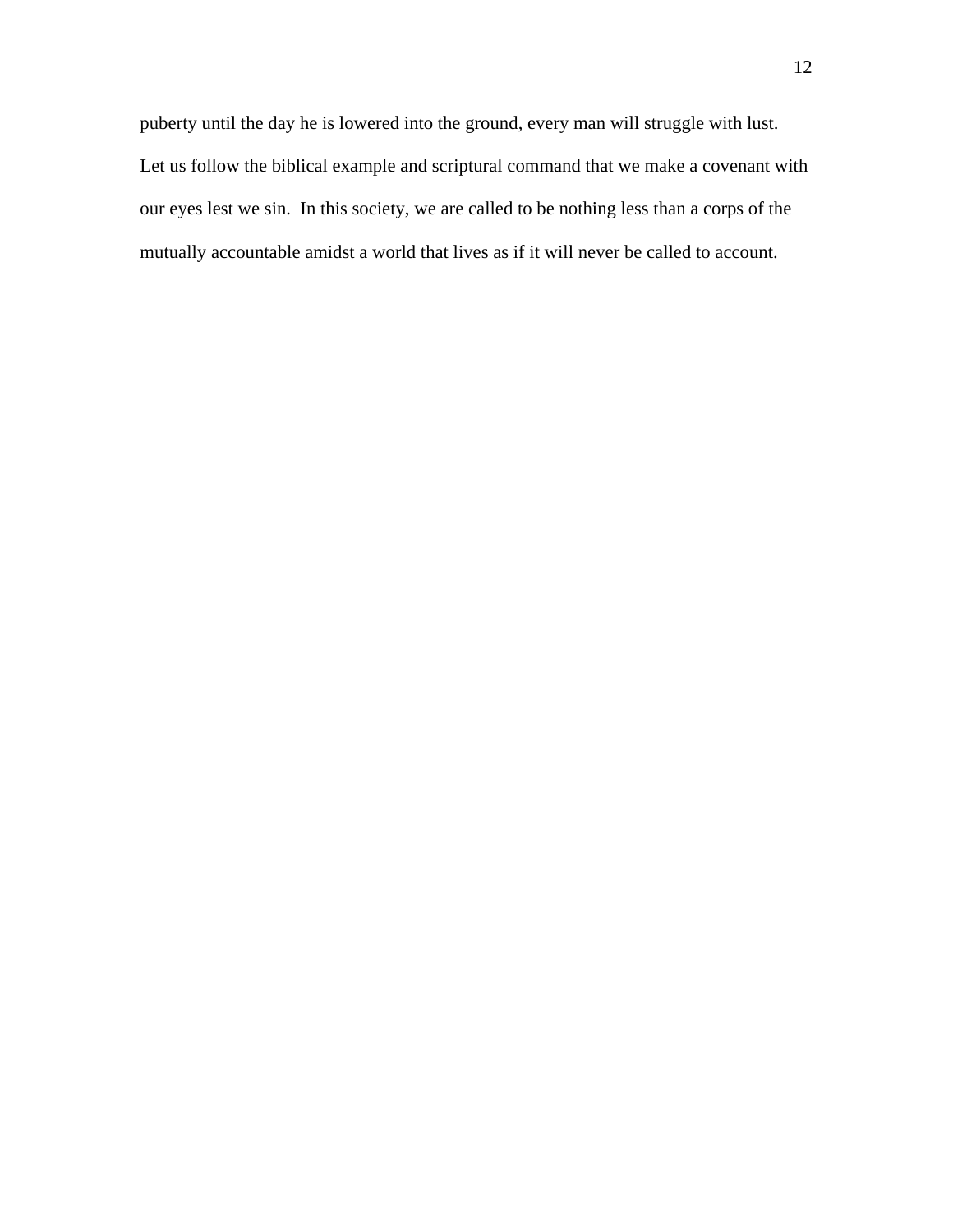puberty until the day he is lowered into the ground, every man will struggle with lust. Let us follow the biblical example and scriptural command that we make a covenant with our eyes lest we sin. In this society, we are called to be nothing less than a corps of the mutually accountable amidst a world that lives as if it will never be called to account.